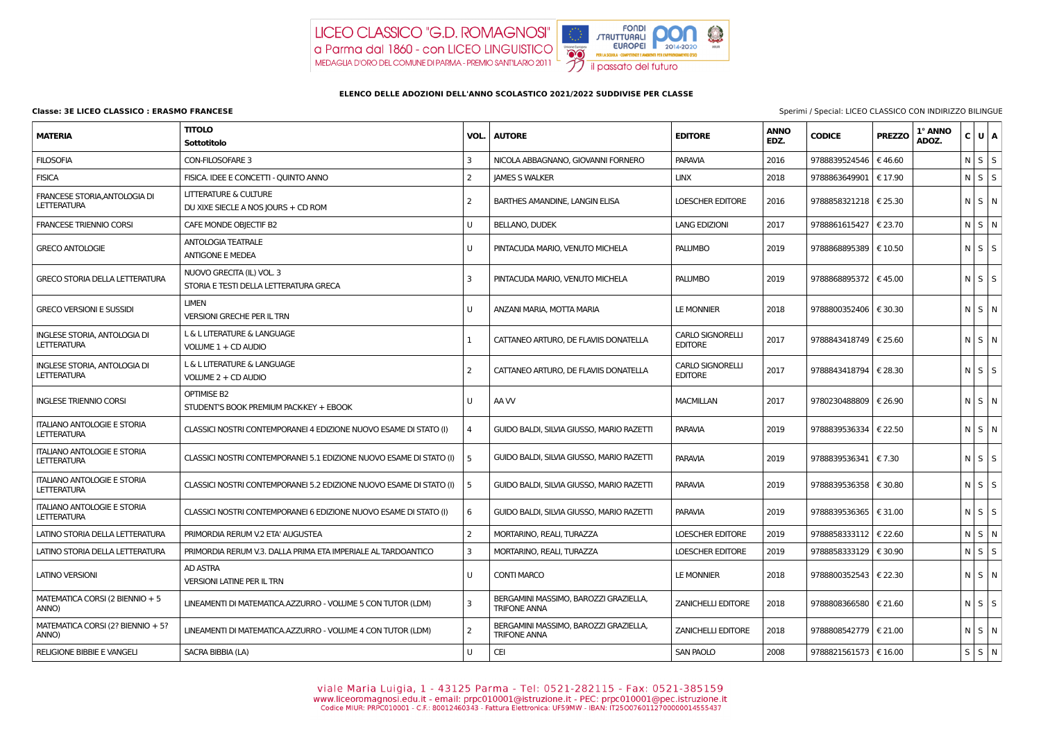LICEO CLASSICO "G.D. ROMAGNOSI"
a Parma dal 1860 - con LICEO LINGUISTICO
MEDAGLIA D'ORO DEL COMUNE DI PARMA - PREMIO SANT'ILARIO 2011

## ELENCO DELLE ADOZIONI DELL'ANNO SCOLASTICO 2021/2022 SUDDIVISE PER CLASSE

**Classe: 3E LICEO CLASSICO : ERASMO FRANCESE**

Sperimi / Special: LICEO CLASSICO CON INDIRIZZO BILINGUE

| MATERIA | TITOLO<br>Sottotitolo | VOL. | AUTORE | EDITORE | ANNO EDZ. | CODICE | PREZZO | 1° ANNO ADOZ. | C | U | A |
|---|---|---|---|---|---|---|---|---|---|---|---|
| FILOSOFIA | CON-FILOSOFARE 3 | 3 | NICOLA ABBAGNANO, GIOVANNI FORNERO | PARAVIA | 2016 | 9788839524546 | € 46.60 | | N | S | S |
| FISICA | FISICA. IDEE E CONCETTI - QUINTO ANNO | 2 | JAMES S WALKER | LINX | 2018 | 9788863649901 | € 17.90 | | N | S | S |
| FRANCESE STORIA,ANTOLOGIA DI LETTERATURA | LITTERATURE & CULTURE<br>DU XIXE SIECLE A NOS JOURS + CD ROM | 2 | BARTHES AMANDINE, LANGIN ELISA | LOESCHER EDITORE | 2016 | 9788858321218 | € 25.30 | | N | S | N |
| FRANCESE TRIENNIO CORSI | CAFE MONDE OBJECTIF B2 | U | BELLANO, DUDEK | LANG EDIZIONI | 2017 | 9788861615427 | € 23.70 | | N | S | N |
| GRECO ANTOLOGIE | ANTOLOGIA TEATRALE<br>ANTIGONE E MEDEA | U | PINTACUDA MARIO, VENUTO MICHELA | PALUMBO | 2019 | 9788868895389 | € 10.50 | | N | S | S |
| GRECO STORIA DELLA LETTERATURA | NUOVO GRECITA (IL) VOL. 3<br>STORIA E TESTI DELLA LETTERATURA GRECA | 3 | PINTACUDA MARIO, VENUTO MICHELA | PALUMBO | 2019 | 9788868895372 | € 45.00 | | N | S | S |
| GRECO VERSIONI E SUSSIDI | LIMEN<br>VERSIONI GRECHE PER IL TRN | U | ANZANI MARIA, MOTTA MARIA | LE MONNIER | 2018 | 9788800352406 | € 30.30 | | N | S | N |
| INGLESE STORIA, ANTOLOGIA DI LETTERATURA | L & L LITERATURE & LANGUAGE<br>VOLUME 1 + CD AUDIO | 1 | CATTANEO ARTURO, DE FLAVIIS DONATELLA | CARLO SIGNORELLI EDITORE | 2017 | 9788843418749 | € 25.60 | | N | S | N |
| INGLESE STORIA, ANTOLOGIA DI LETTERATURA | L & L LITERATURE & LANGUAGE<br>VOLUME 2 + CD AUDIO | 2 | CATTANEO ARTURO, DE FLAVIIS DONATELLA | CARLO SIGNORELLI EDITORE | 2017 | 9788843418794 | € 28.30 | | N | S | S |
| INGLESE TRIENNIO CORSI | OPTIMISE B2<br>STUDENT'S BOOK PREMIUM PACK-KEY + EBOOK | U | AA VV | MACMILLAN | 2017 | 9780230488809 | € 26.90 | | N | S | N |
| ITALIANO ANTOLOGIE E STORIA LETTERATURA | CLASSICI NOSTRI CONTEMPORANEI 4 EDIZIONE NUOVO ESAME DI STATO (I) | 4 | GUIDO BALDI, SILVIA GIUSSO, MARIO RAZETTI | PARAVIA | 2019 | 9788839536334 | € 22.50 | | N | S | N |
| ITALIANO ANTOLOGIE E STORIA LETTERATURA | CLASSICI NOSTRI CONTEMPORANEI 5.1 EDIZIONE NUOVO ESAME DI STATO (I) | 5 | GUIDO BALDI, SILVIA GIUSSO, MARIO RAZETTI | PARAVIA | 2019 | 9788839536341 | € 7.30 | | N | S | S |
| ITALIANO ANTOLOGIE E STORIA LETTERATURA | CLASSICI NOSTRI CONTEMPORANEI 5.2 EDIZIONE NUOVO ESAME DI STATO (I) | 5 | GUIDO BALDI, SILVIA GIUSSO, MARIO RAZETTI | PARAVIA | 2019 | 9788839536358 | € 30.80 | | N | S | S |
| ITALIANO ANTOLOGIE E STORIA LETTERATURA | CLASSICI NOSTRI CONTEMPORANEI 6 EDIZIONE NUOVO ESAME DI STATO (I) | 6 | GUIDO BALDI, SILVIA GIUSSO, MARIO RAZETTI | PARAVIA | 2019 | 9788839536365 | € 31.00 | | N | S | S |
| LATINO STORIA DELLA LETTERATURA | PRIMORDIA RERUM V.2 ETA' AUGUSTEA | 2 | MORTARINO, REALI, TURAZZA | LOESCHER EDITORE | 2019 | 9788858333112 | € 22.60 | | N | S | N |
| LATINO STORIA DELLA LETTERATURA | PRIMORDIA RERUM V.3. DALLA PRIMA ETA IMPERIALE AL TARDOANTICO | 3 | MORTARINO, REALI, TURAZZA | LOESCHER EDITORE | 2019 | 9788858333129 | € 30.90 | | N | S | S |
| LATINO VERSIONI | AD ASTRA<br>VERSIONI LATINE PER IL TRN | U | CONTI MARCO | LE MONNIER | 2018 | 9788800352543 | € 22.30 | | N | S | N |
| MATEMATICA CORSI (2 BIENNIO + 5 ANNO) | LINEAMENTI DI MATEMATICA.AZZURRO - VOLUME 5 CON TUTOR (LDM) | 3 | BERGAMINI MASSIMO, BAROZZI GRAZIELLA, TRIFONE ANNA | ZANICHELLI EDITORE | 2018 | 9788808366580 | € 21.60 | | N | S | S |
| MATEMATICA CORSI (2? BIENNIO + 5? ANNO) | LINEAMENTI DI MATEMATICA.AZZURRO - VOLUME 4 CON TUTOR (LDM) | 2 | BERGAMINI MASSIMO, BAROZZI GRAZIELLA, TRIFONE ANNA | ZANICHELLI EDITORE | 2018 | 9788808542779 | € 21.00 | | N | S | N |
| RELIGIONE BIBBIE E VANGELI | SACRA BIBBIA (LA) | U | CEI | SAN PAOLO | 2008 | 9788821561573 | € 16.00 | | S | S | N |

viale Maria Luigia, 1 - 43125 Parma - Tel: 0521-282115 - Fax: 0521-385159
www.liceoromagnosi.edu.it - email: prpc010001@istruzione.it - PEC: prpc010001@pec.istruzione.it
Codice MIUR: PRPC010001 - C.F.: 80012460343 - Fattura Elettronica: UF59MW - IBAN: IT25O0760112700000014555437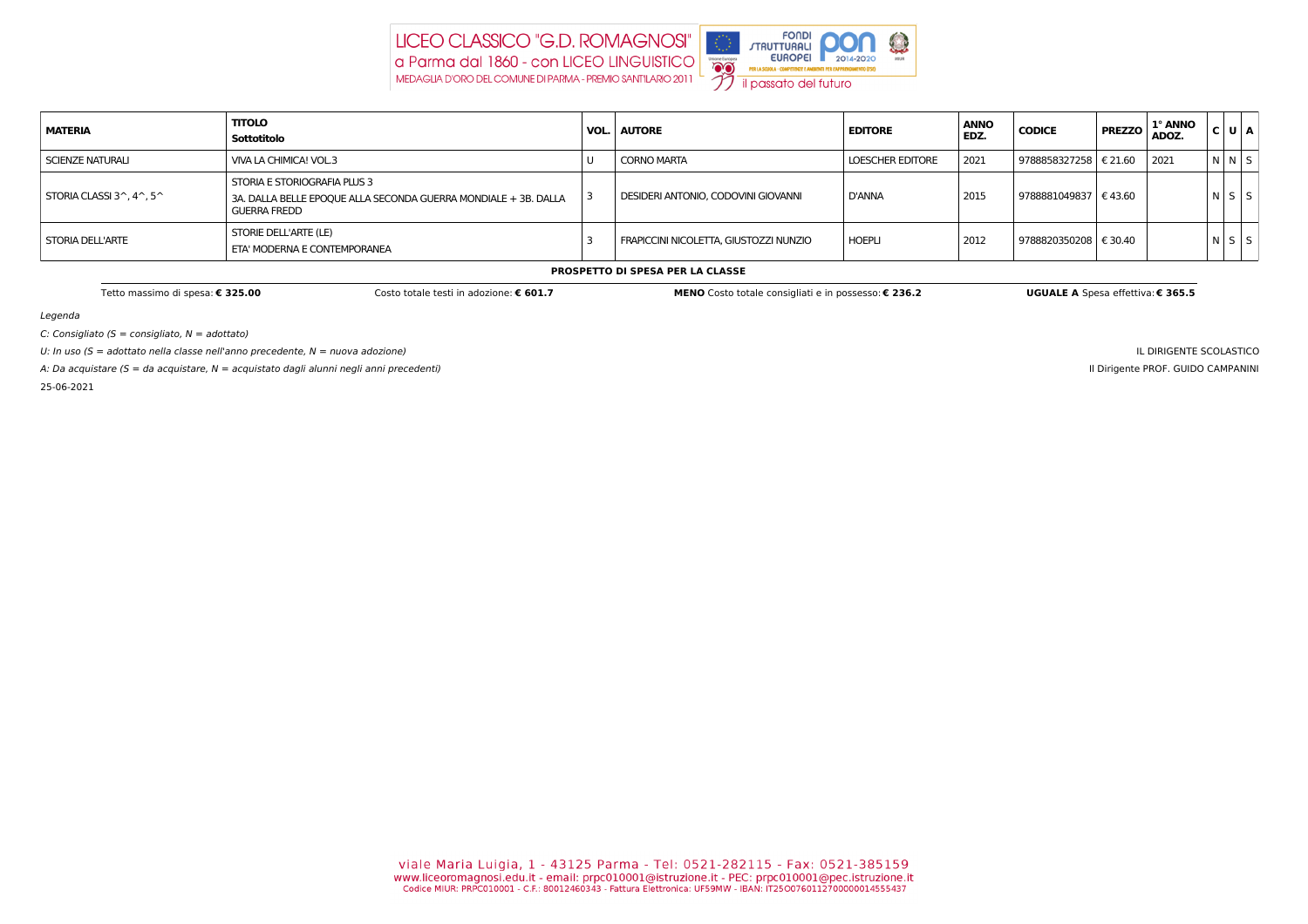| MATERIA | TITOLO Sottotitolo | VOL. | AUTORE | EDITORE | ANNO EDZ. | CODICE | PREZZO | 1° ANNO ADOZ. | C | U | A |
|---|---|---|---|---|---|---|---|---|---|---|---|
| SCIENZE NATURALI | VIVA LA CHIMICA! VOL.3 | U | CORNO MARTA | LOESCHER EDITORE | 2021 | 9788858327258 | € 21.60 | 2021 | N | N | S |
| STORIA CLASSI 3^, 4^, 5^ | STORIA E STORIOGRAFIA PLUS 3<br>3A. DALLA BELLE EPOQUE ALLA SECONDA GUERRA MONDIALE + 3B. DALLA GUERRA FREDD | 3 | DESIDERI ANTONIO, CODOVINI GIOVANNI | D'ANNA | 2015 | 9788881049837 | € 43.60 | | N | S | S |
| STORIA DELL'ARTE | STORIE DELL'ARTE (LE)<br>ETA' MODERNA E CONTEMPORANEA | 3 | FRAPICCINI NICOLETTA, GIUSTOZZI NUNZIO | HOEPLI | 2012 | 9788820350208 | € 30.40 | | N | S | S |

**PROSPETTO DI SPESA PER LA CLASSE**

Tetto massimo di spesa: **€ 325.00** Costo totale testi in adozione: **€ 601.7** **MENO** Costo totale consigliati e in possesso: **€ 236.2** **UGUALE A** Spesa effettiva: **€ 365.5**

*Legenda*

*C: Consigliato (S = consigliato, N = adottato)*

*U: In uso (S = adottato nella classe nell'anno precedente, N = nuova adozione)*

*A: Da acquistare (S = da acquistare, N = acquistato dagli alunni negli anni precedenti)*

25-06-2021

IL DIRIGENTE SCOLASTICO

Il Dirigente PROF. GUIDO CAMPANINI